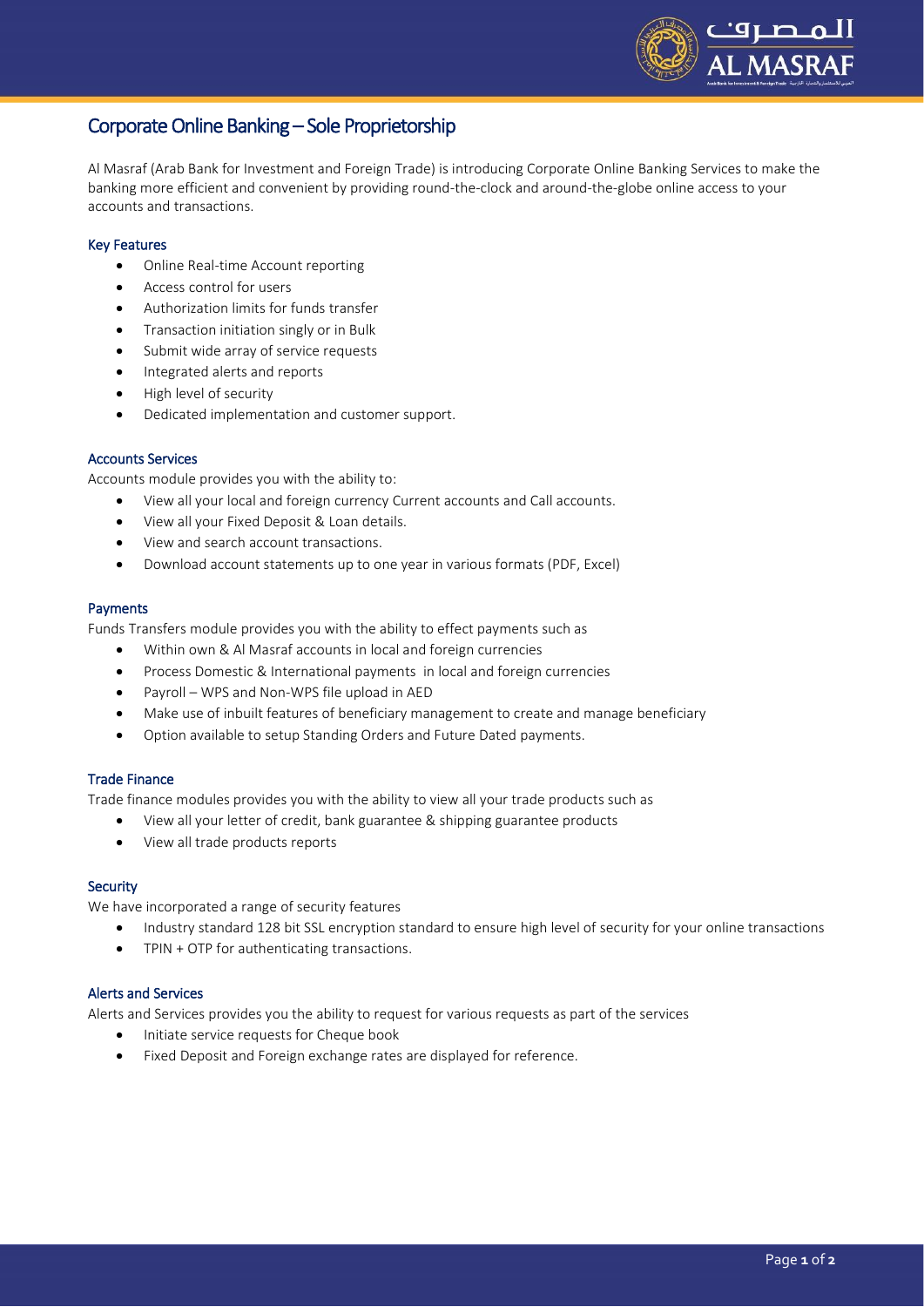# Corporate Online Banking – Sole Proprietorship

Al Masraf (Arab Bank for Investment and Foreign Trade) is introducing Corporate Online Banking Services to make the banking more efficient and convenient by providing round-the-clock and around-the-globe online access to your accounts and transactions.

## Key Features

- Online Real-time Account reporting
- Access control for users
- Authorization limits for funds transfer
- Transaction initiation singly or in Bulk
- Submit wide array of service requests
- Integrated alerts and reports
- High level of security
- Dedicated implementation and customer support.

## Accounts Services

Accounts module provides you with the ability to:

- View all your local and foreign currency Current accounts and Call accounts.
- View all your Fixed Deposit & Loan details.
- View and search account transactions.
- Download account statements up to one year in various formats (PDF, Excel)

## Payments

Funds Transfers module provides you with the ability to effect payments such as

- Within own & Al Masraf accounts in local and foreign currencies
- Process Domestic & International payments in local and foreign currencies
- Payroll – WPS and Non-WPS file upload in AED
- Make use of inbuilt features of beneficiary management to create and manage beneficiary
- Option available to setup Standing Orders and Future Dated payments.

## Trade Finance

Trade finance modules provides you with the ability to view all your trade products such as

- View all your letter of credit, bank guarantee & shipping guarantee products
- View all trade products reports

## Security

We have incorporated a range of security features

- Industry standard 128 bit SSL encryption standard to ensure high level of security for your online transactions
- TPIN + OTP for authenticating transactions.

## Alerts and Services

Alerts and Services provides you the ability to request for various requests as part of the services

- Initiate service requests for Cheque book
- Fixed Deposit and Foreign exchange rates are displayed for reference.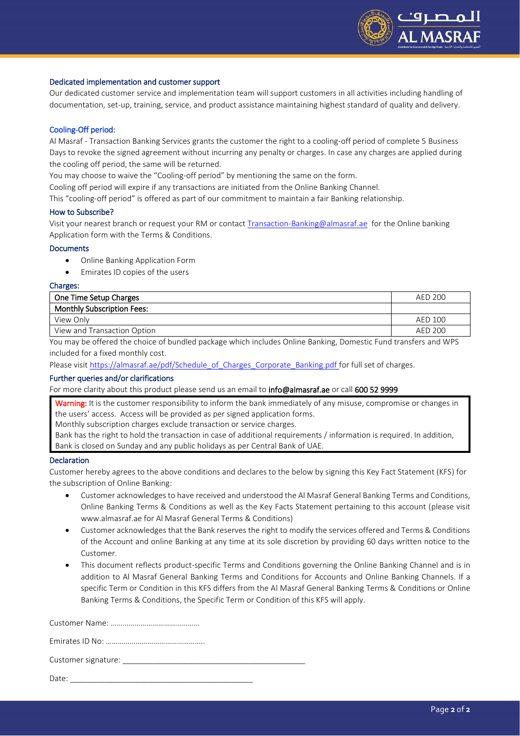### Dedicated implementation and customer support

Our dedicated customer service and implementation team will support customers in all activities including handling of documentation, set-up, training, service, and product assistance maintaining highest standard of quality and delivery.

### Cooling-Off period:

Al Masraf - Transaction Banking Services grants the customer the right to a cooling-off period of complete 5 Business Days to revoke the signed agreement without incurring any penalty or charges. In case any charges are applied during the cooling off period, the same will be returned.

You may choose to waive the "Cooling-off period" by mentioning the same on the form.

Cooling off period will expire if any transactions are initiated from the Online Banking Channel.

This "cooling-off period" is offered as part of our commitment to maintain a fair Banking relationship.

### How to Subscribe?

Visit your nearest branch or request your RM or contact Transaction-Banking@almasraf.ae for the Online banking Application form with the Terms & Conditions.

### Documents

- Online Banking Application Form
- Emirates ID copies of the users

### Charges:

| | |
|---|---|
| One Time Setup Charges | AED 200 |
| Monthly Subscription Fees: | |
| View Only | AED 100 |
| View and Transaction Option | AED 200 |

You may be offered the choice of bundled package which includes Online Banking, Domestic Fund transfers and WPS included for a fixed monthly cost.

Please visit https://almasraf.ae/pdf/Schedule_of_Charges_Corporate_Banking.pdf for full set of charges.

### Further queries and/or clarifications

For more clarity about this product please send us an email to **info@almasraf.ae** or call **600 52 9999**

**Warning:** It is the customer responsibility to inform the bank immediately of any misuse, compromise or changes in the users' access. Access will be provided as per signed application forms.
Monthly subscription charges exclude transaction or service charges.
Bank has the right to hold the transaction in case of additional requirements / information is required. In addition, Bank is closed on Sunday and any public holidays as per Central Bank of UAE.

### Declaration

Customer hereby agrees to the above conditions and declares to the below by signing this Key Fact Statement (KFS) for the subscription of Online Banking:

- Customer acknowledges to have received and understood the Al Masraf General Banking Terms and Conditions, Online Banking Terms & Conditions as well as the Key Facts Statement pertaining to this account (please visit www.almasraf.ae for Al Masraf General Terms & Conditions)
- Customer acknowledges that the Bank reserves the right to modify the services offered and Terms & Conditions of the Account and online Banking at any time at its sole discretion by providing 60 days written notice to the Customer.
- This document reflects product-specific Terms and Conditions governing the Online Banking Channel and is in addition to Al Masraf General Banking Terms and Conditions for Accounts and Online Banking Channels. If a specific Term or Condition in this KFS differs from the Al Masraf General Banking Terms & Conditions or Online Banking Terms & Conditions, the Specific Term or Condition of this KFS will apply.

Customer Name: ……………………………………

Emirates ID No: …………………………………………..

Customer signature: __________________________________________

Date: __________________________________________